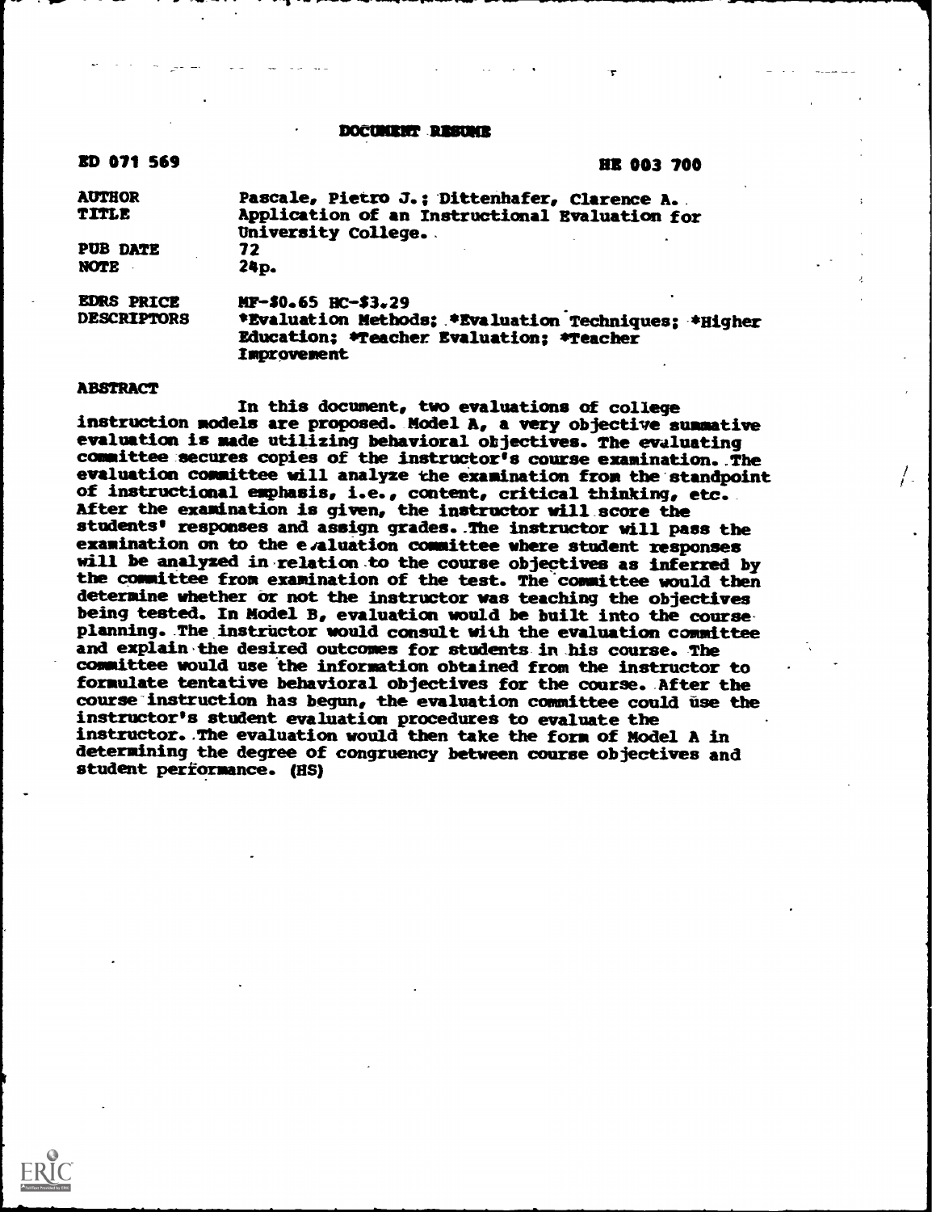DOCUMENT RESUME

| | |
|---|---|
| ED 071 569 | HE 003 700 |
| AUTHOR | Pascale, Pietro J.; Dittenhafer, Clarence A. |
| TITLE | Application of an Instructional Evaluation for University College. |
| PUB DATE | 72 |
| NOTE | 24p. |
| EDRS PRICE | MF-$0.65 HC-$3.29 |
| DESCRIPTORS | *Evaluation Methods; *Evaluation Techniques; *Higher Education; *Teacher Evaluation; *Teacher Improvement |

ABSTRACT

In this document, two evaluations of college instruction models are proposed. Model A, a very objective summative evaluation is made utilizing behavioral objectives. The evaluating committee secures copies of the instructor's course examination. The evaluation committee will analyze the examination from the standpoint of instructional emphasis, i.e., content, critical thinking, etc. After the examination is given, the instructor will score the students' responses and assign grades. The instructor will pass the examination on to the evaluation committee where student responses will be analyzed in relation to the course objectives as inferred by the committee from examination of the test. The committee would then determine whether or not the instructor was teaching the objectives being tested. In Model B, evaluation would be built into the course planning. The instructor would consult with the evaluation committee and explain the desired outcomes for students in his course. The committee would use the information obtained from the instructor to formulate tentative behavioral objectives for the course. After the course instruction has begun, the evaluation committee could use the instructor's student evaluation procedures to evaluate the instructor. The evaluation would then take the form of Model A in determining the degree of congruency between course objectives and student performance. (HS)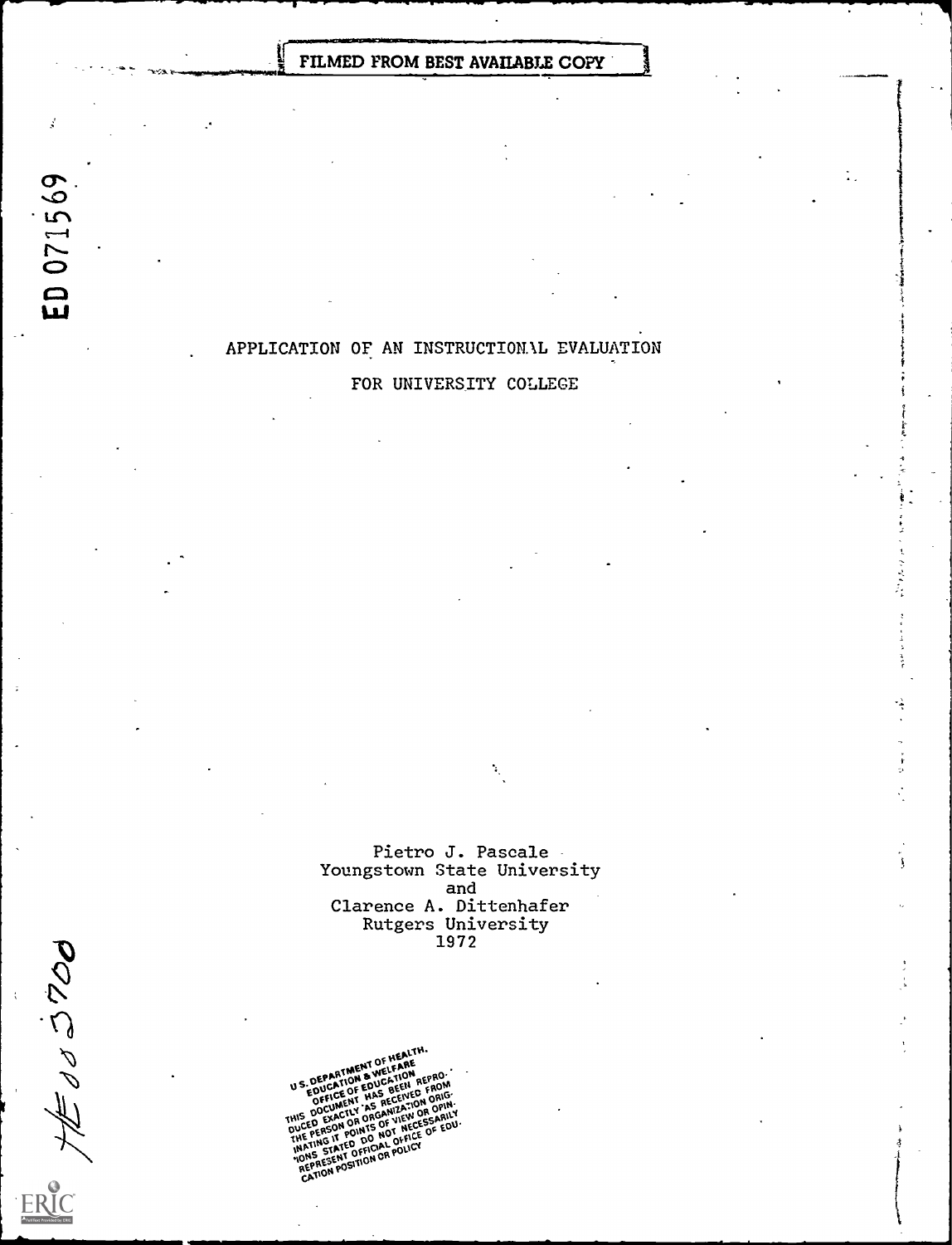FILMED FROM BEST AVAILABLE COPY

ED 071569

# APPLICATION OF AN INSTRUCTIONAL EVALUATION FOR UNIVERSITY COLLEGE

Pietro J. Pascale
Youngstown State University
and
Clarence A. Dittenhafer
Rutgers University
1972

HE 003700

U.S. DEPARTMENT OF HEALTH, EDUCATION & WELFARE
OFFICE OF EDUCATION
THIS DOCUMENT HAS BEEN REPRODUCED EXACTLY AS RECEIVED FROM THE PERSON OR ORGANIZATION ORIGINATING IT. POINTS OF VIEW OR OPINIONS STATED DO NOT NECESSARILY REPRESENT OFFICIAL OFFICE OF EDUCATION POSITION OR POLICY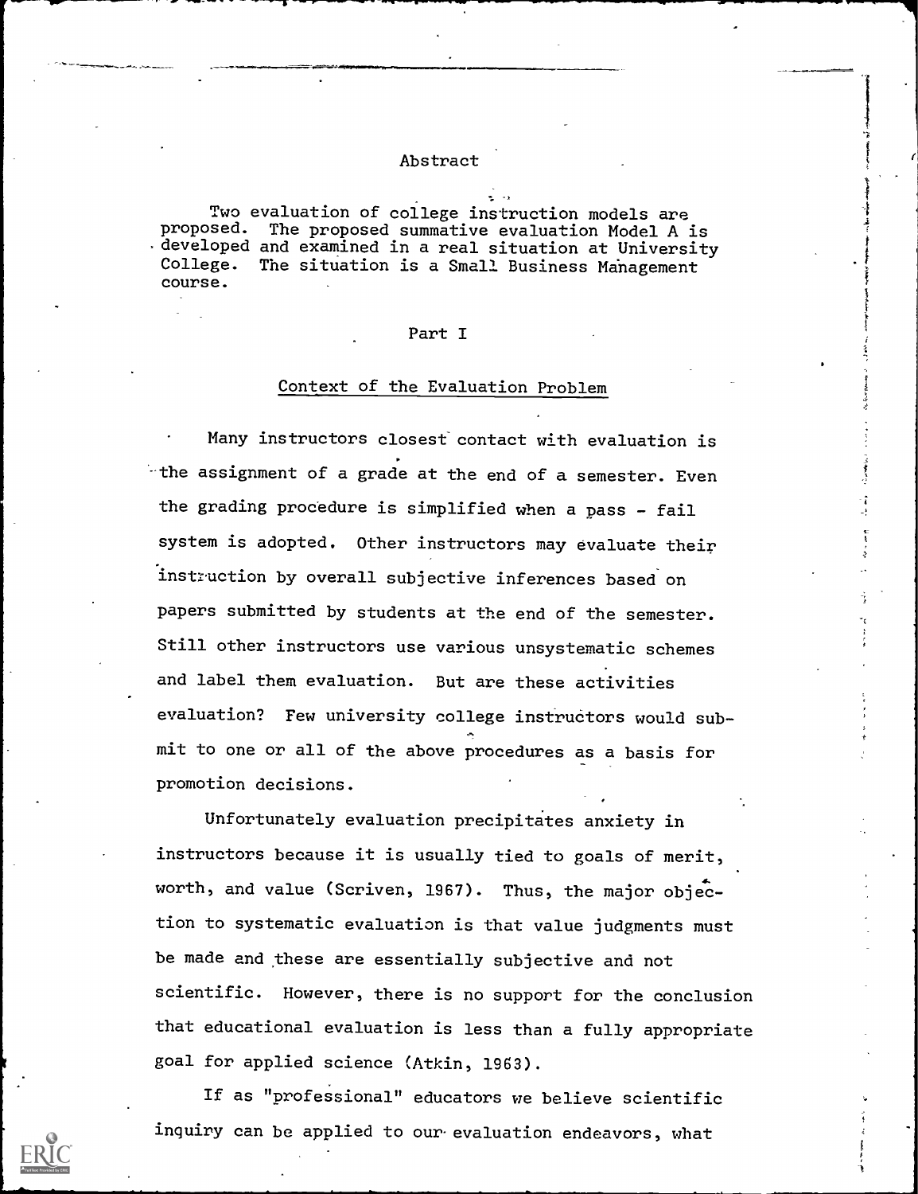## Abstract

Two evaluation of college instruction models are proposed. The proposed summative evaluation Model A is developed and examined in a real situation at University College. The situation is a Small Business Management course.

## Part I

### Context of the Evaluation Problem

Many instructors closest contact with evaluation is the assignment of a grade at the end of a semester. Even the grading procedure is simplified when a pass - fail system is adopted. Other instructors may evaluate their instruction by overall subjective inferences based on papers submitted by students at the end of the semester. Still other instructors use various unsystematic schemes and label them evaluation. But are these activities evaluation? Few university college instructors would submit to one or all of the above procedures as a basis for promotion decisions.

Unfortunately evaluation precipitates anxiety in instructors because it is usually tied to goals of merit, worth, and value (Scriven, 1967). Thus, the major objection to systematic evaluation is that value judgments must be made and these are essentially subjective and not scientific. However, there is no support for the conclusion that educational evaluation is less than a fully appropriate goal for applied science (Atkin, 1963).

If as "professional" educators we believe scientific inquiry can be applied to our evaluation endeavors, what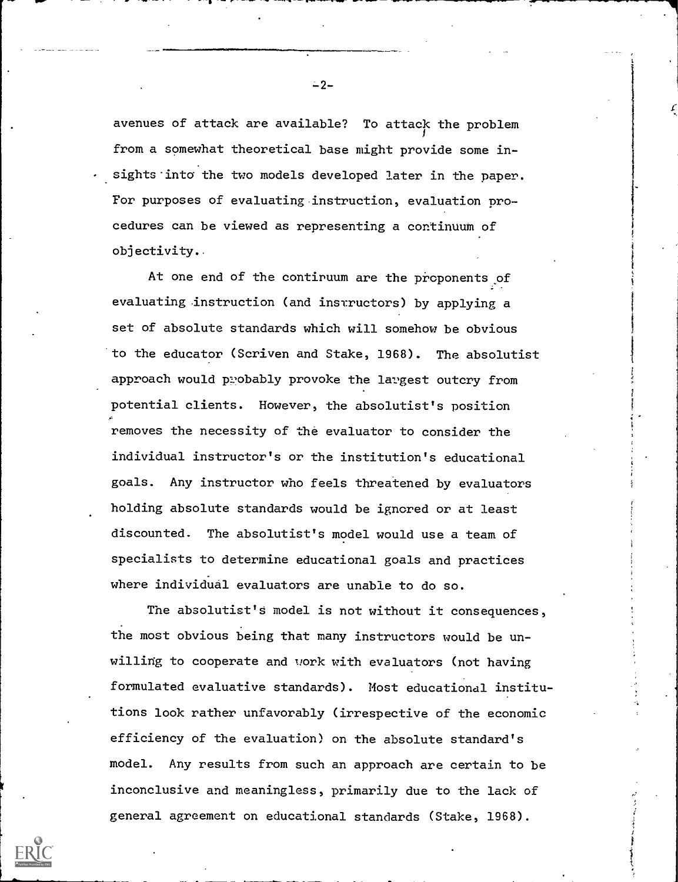avenues of attack are available? To attack the problem from a somewhat theoretical base might provide some insights into the two models developed later in the paper. For purposes of evaluating instruction, evaluation procedures can be viewed as representing a continuum of objectivity.

At one end of the contiruum are the proponents of evaluating instruction (and instructors) by applying a set of absolute standards which will somehow be obvious to the educator (Scriven and Stake, 1968). The absolutist approach would probably provoke the largest outcry from potential clients. However, the absolutist's position removes the necessity of the evaluator to consider the individual instructor's or the institution's educational goals. Any instructor who feels threatened by evaluators holding absolute standards would be ignored or at least discounted. The absolutist's model would use a team of specialists to determine educational goals and practices where individual evaluators are unable to do so.

The absolutist's model is not without it consequences, the most obvious being that many instructors would be unwilling to cooperate and work with evaluators (not having formulated evaluative standards). Most educational institutions look rather unfavorably (irrespective of the economic efficiency of the evaluation) on the absolute standard's model. Any results from such an approach are certain to be inconclusive and meaningless, primarily due to the lack of general agreement on educational standards (Stake, 1968).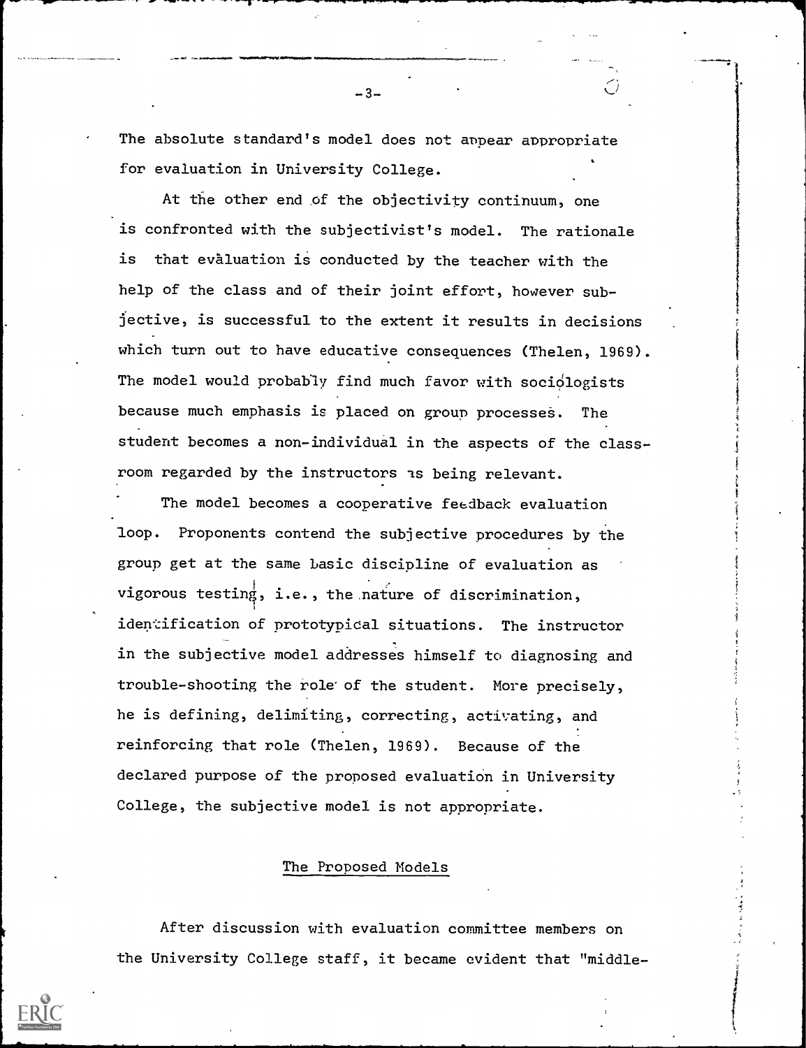The absolute standard's model does not appear appropriate for evaluation in University College.

At the other end of the objectivity continuum, one is confronted with the subjectivist's model. The rationale is that evaluation is conducted by the teacher with the help of the class and of their joint effort, however subjective, is successful to the extent it results in decisions which turn out to have educative consequences (Thelen, 1969). The model would probably find much favor with sociologists because much emphasis is placed on group processes. The student becomes a non-individual in the aspects of the classroom regarded by the instructors as being relevant.

The model becomes a cooperative feedback evaluation loop. Proponents contend the subjective procedures by the group get at the same basic discipline of evaluation as vigorous testing, i.e., the nature of discrimination, identification of prototypical situations. The instructor in the subjective model addresses himself to diagnosing and trouble-shooting the role of the student. More precisely, he is defining, delimiting, correcting, activating, and reinforcing that role (Thelen, 1969). Because of the declared purpose of the proposed evaluation in University College, the subjective model is not appropriate.

## The Proposed Models

After discussion with evaluation committee members on the University College staff, it became evident that "middle-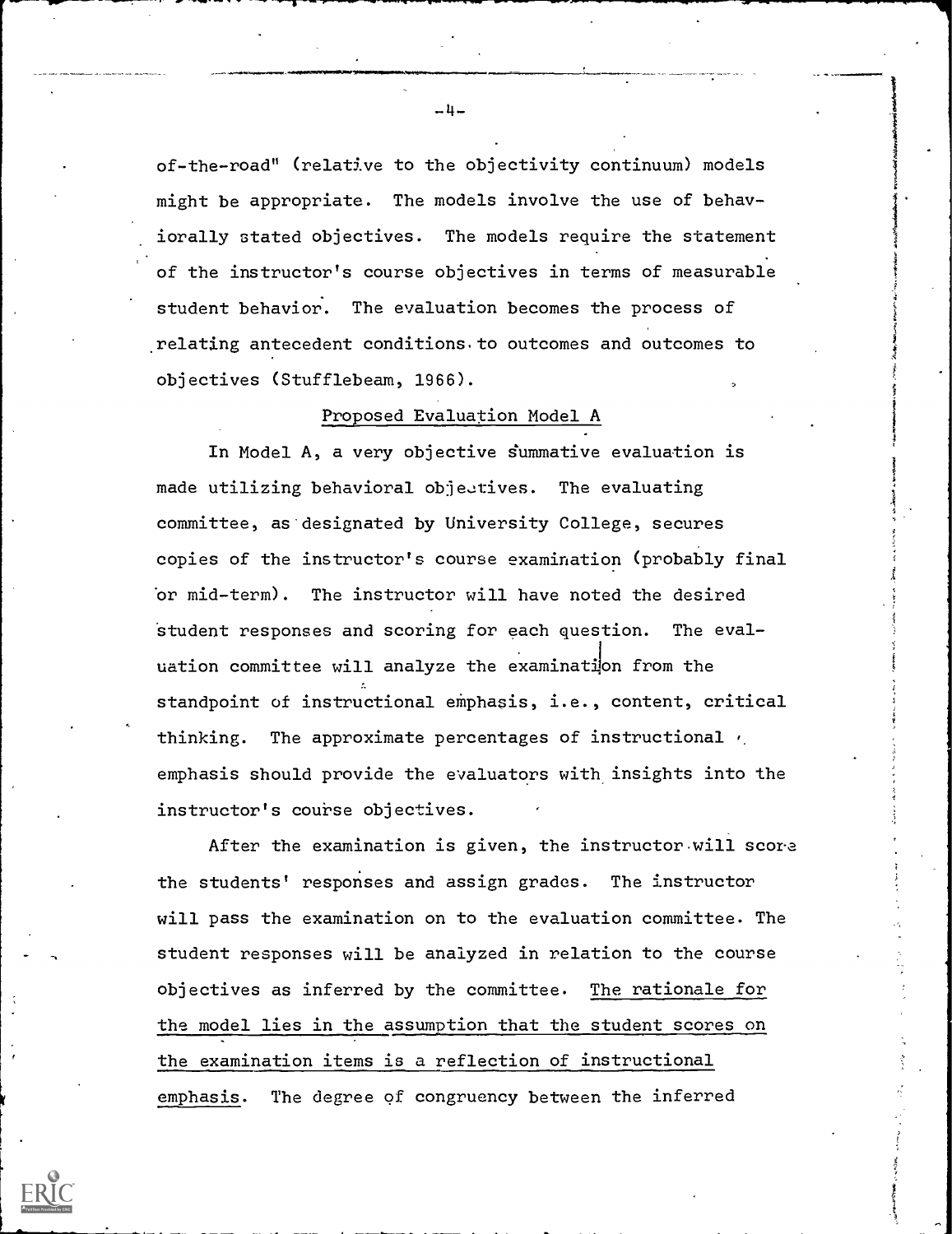of-the-road" (relative to the objectivity continuum) models might be appropriate. The models involve the use of behaviorally stated objectives. The models require the statement of the instructor's course objectives in terms of measurable student behavior. The evaluation becomes the process of relating antecedent conditions to outcomes and outcomes to objectives (Stufflebeam, 1966).

## Proposed Evaluation Model A

In Model A, a very objective summative evaluation is made utilizing behavioral objectives. The evaluating committee, as designated by University College, secures copies of the instructor's course examination (probably final or mid-term). The instructor will have noted the desired student responses and scoring for each question. The evaluation committee will analyze the examination from the standpoint of instructional emphasis, i.e., content, critical thinking. The approximate percentages of instructional emphasis should provide the evaluators with insights into the instructor's course objectives.

After the examination is given, the instructor will score the students' responses and assign grades. The instructor will pass the examination on to the evaluation committee. The student responses will be analyzed in relation to the course objectives as inferred by the committee. The rationale for the model lies in the assumption that the student scores on the examination items is a reflection of instructional emphasis. The degree of congruency between the inferred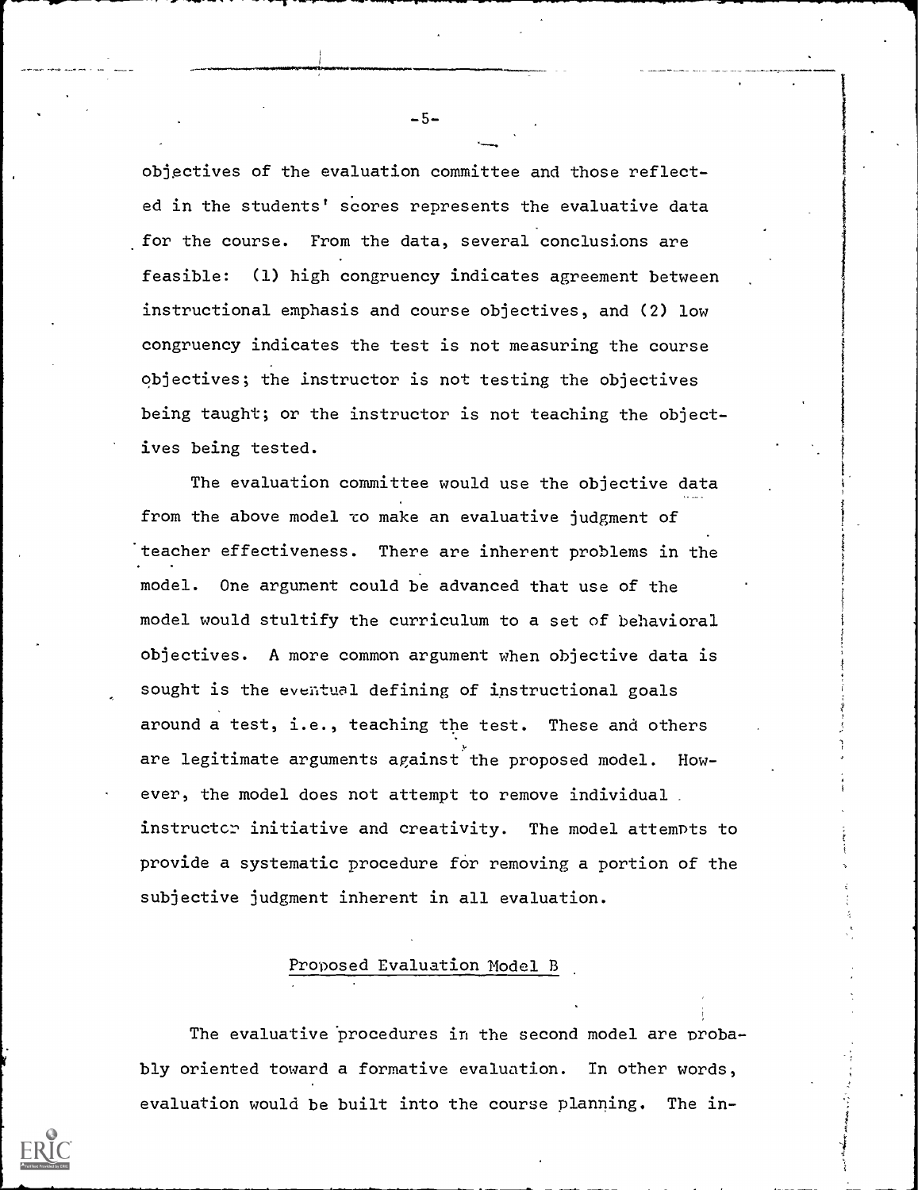objectives of the evaluation committee and those reflected in the students' scores represents the evaluative data for the course. From the data, several conclusions are feasible: (1) high congruency indicates agreement between instructional emphasis and course objectives, and (2) low congruency indicates the test is not measuring the course objectives; the instructor is not testing the objectives being taught; or the instructor is not teaching the objectives being tested.

The evaluation committee would use the objective data from the above model to make an evaluative judgment of teacher effectiveness. There are inherent problems in the model. One argument could be advanced that use of the model would stultify the curriculum to a set of behavioral objectives. A more common argument when objective data is sought is the eventual defining of instructional goals around a test, i.e., teaching the test. These and others are legitimate arguments against the proposed model. However, the model does not attempt to remove individual instructor initiative and creativity. The model attempts to provide a systematic procedure for removing a portion of the subjective judgment inherent in all evaluation.

## Proposed Evaluation Model B

The evaluative procedures in the second model are probably oriented toward a formative evaluation. In other words, evaluation would be built into the course planning. The in-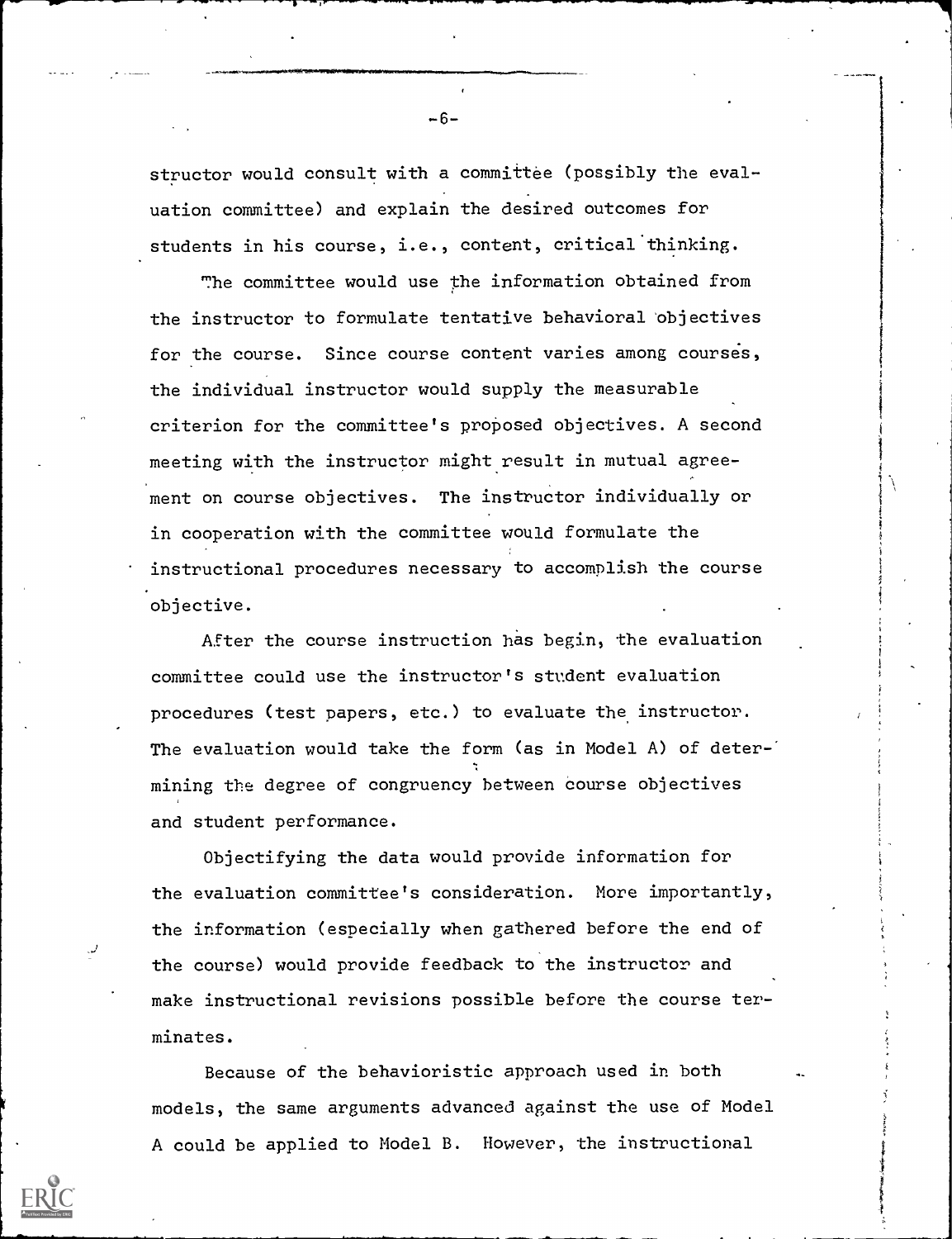structor would consult with a committee (possibly the evaluation committee) and explain the desired outcomes for students in his course, i.e., content, critical thinking.

The committee would use the information obtained from the instructor to formulate tentative behavioral objectives for the course. Since course content varies among courses, the individual instructor would supply the measurable criterion for the committee's proposed objectives. A second meeting with the instructor might result in mutual agreement on course objectives. The instructor individually or in cooperation with the committee would formulate the instructional procedures necessary to accomplish the course objective.

After the course instruction has begin, the evaluation committee could use the instructor's student evaluation procedures (test papers, etc.) to evaluate the instructor. The evaluation would take the form (as in Model A) of determining the degree of congruency between course objectives and student performance.

Objectifying the data would provide information for the evaluation committee's consideration. More importantly, the information (especially when gathered before the end of the course) would provide feedback to the instructor and make instructional revisions possible before the course terminates.

Because of the behavioristic approach used in both models, the same arguments advanced against the use of Model A could be applied to Model B. However, the instructional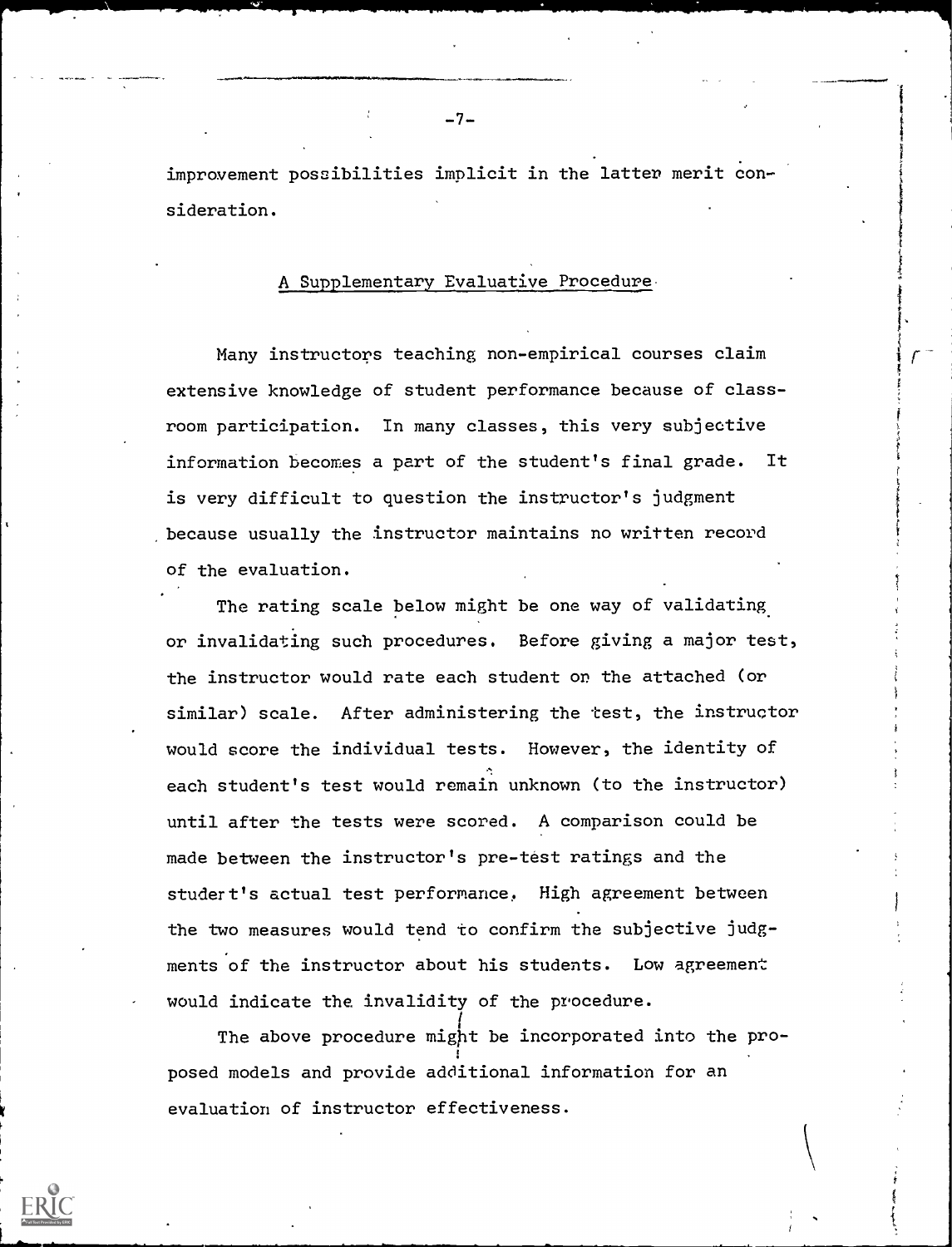improvement possibilities implicit in the latter merit consideration.

## A Supplementary Evaluative Procedure

Many instructors teaching non-empirical courses claim extensive knowledge of student performance because of classroom participation. In many classes, this very subjective information becomes a part of the student's final grade. It is very difficult to question the instructor's judgment because usually the instructor maintains no written record of the evaluation.

The rating scale below might be one way of validating or invalidating such procedures. Before giving a major test, the instructor would rate each student on the attached (or similar) scale. After administering the test, the instructor would score the individual tests. However, the identity of each student's test would remain unknown (to the instructor) until after the tests were scored. A comparison could be made between the instructor's pre-test ratings and the student's actual test performance. High agreement between the two measures would tend to confirm the subjective judgments of the instructor about his students. Low agreement would indicate the invalidity of the procedure.

The above procedure might be incorporated into the proposed models and provide additional information for an evaluation of instructor effectiveness.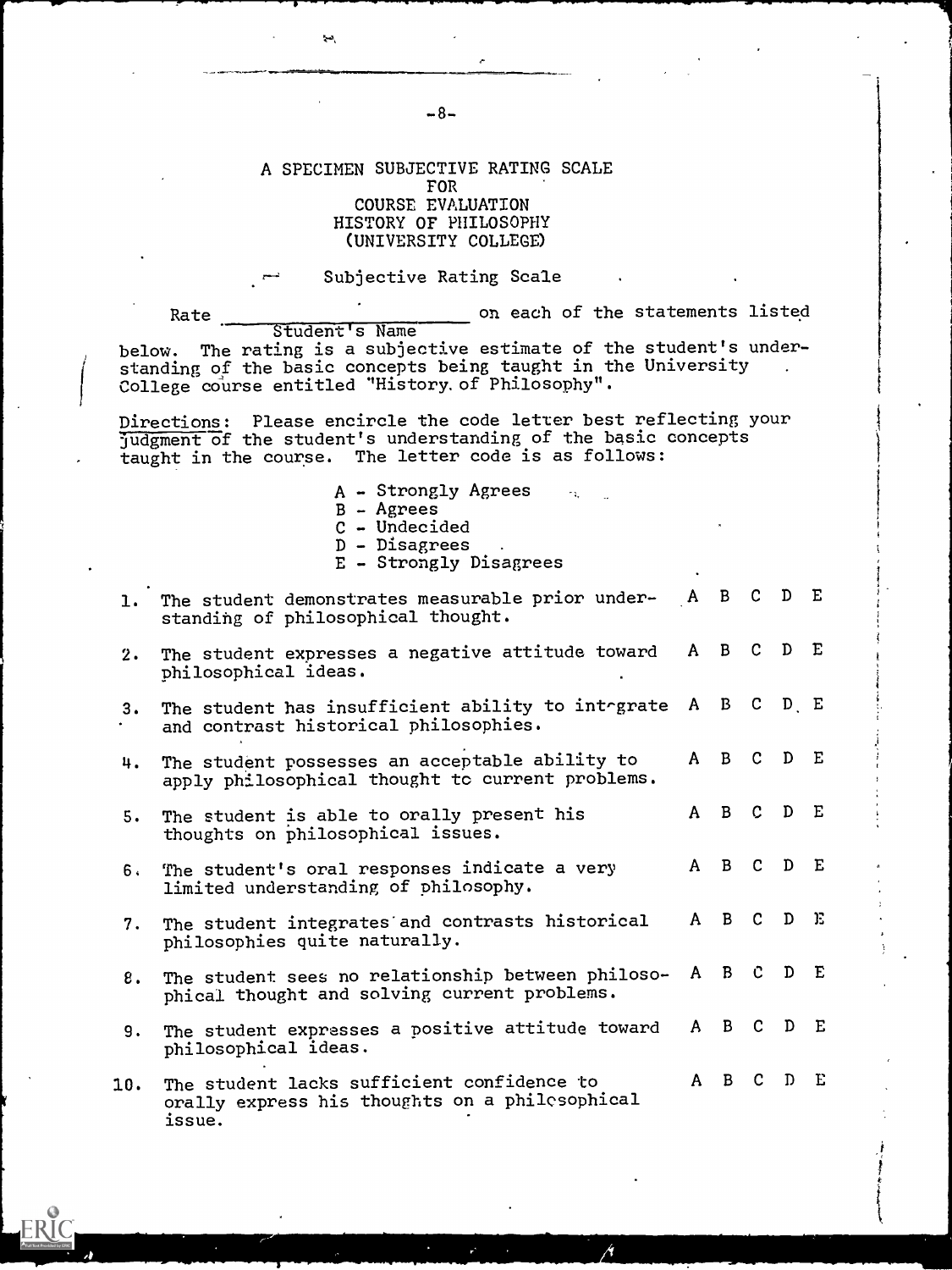## A SPECIMEN SUBJECTIVE RATING SCALE FOR COURSE EVALUATION HISTORY OF PHILOSOPHY (UNIVERSITY COLLEGE)

### Subjective Rating Scale

Rate ________________________ on each of the statements listed
Student's Name

below. The rating is a subjective estimate of the student's understanding of the basic concepts being taught in the University College course entitled "History of Philosophy".

Directions: Please encircle the code letter best reflecting your judgment of the student's understanding of the basic concepts taught in the course. The letter code is as follows:

A - Strongly Agrees
B - Agrees
C - Undecided
D - Disagrees
E - Strongly Disagrees

1. The student demonstrates measurable prior understanding of philosophical thought. A B C D E
2. The student expresses a negative attitude toward philosophical ideas. A B C D E
3. The student has insufficient ability to intergrate and contrast historical philosophies. A B C D E
4. The student possesses an acceptable ability to apply philosophical thought to current problems. A B C D E
5. The student is able to orally present his thoughts on philosophical issues. A B C D E
6. The student's oral responses indicate a very limited understanding of philosophy. A B C D E
7. The student integrates and contrasts historical philosophies quite naturally. A B C D E
8. The student sees no relationship between philosophical thought and solving current problems. A B C D E
9. The student expresses a positive attitude toward philosophical ideas. A B C D E
10. The student lacks sufficient confidence to orally express his thoughts on a philosophical issue. A B C D E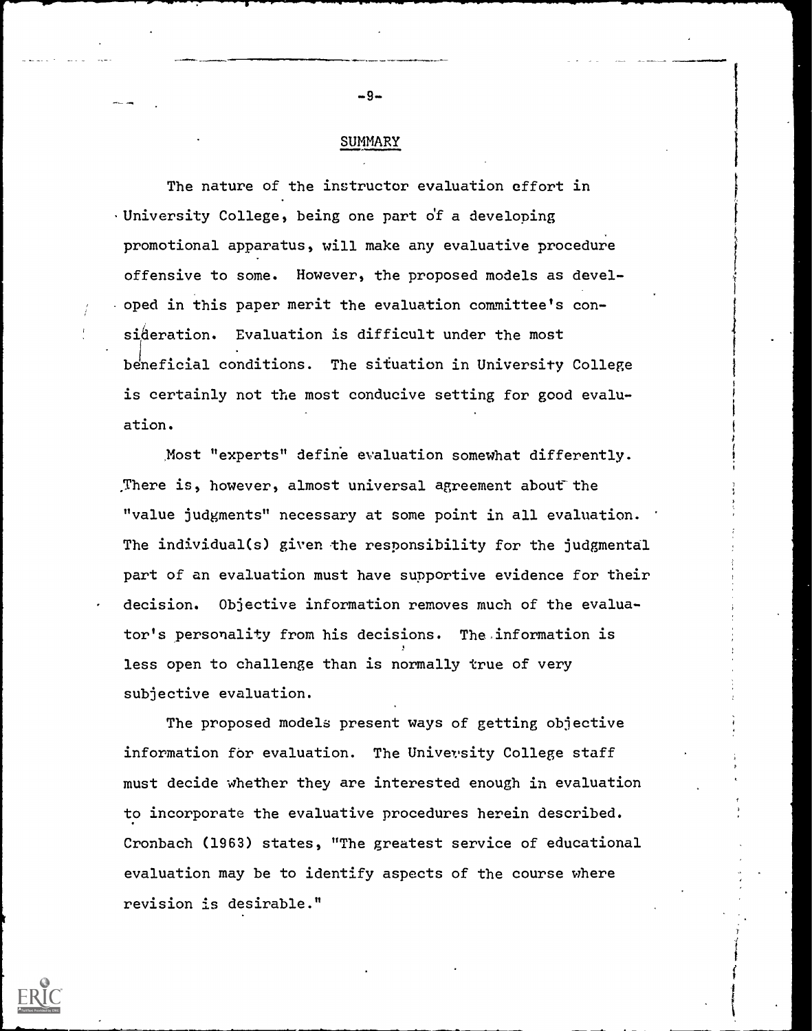## SUMMARY

The nature of the instructor evaluation effort in University College, being one part of a developing promotional apparatus, will make any evaluative procedure offensive to some. However, the proposed models as developed in this paper merit the evaluation committee's consideration. Evaluation is difficult under the most beneficial conditions. The situation in University College is certainly not the most conducive setting for good evaluation.

Most "experts" define evaluation somewhat differently. There is, however, almost universal agreement about the "value judgments" necessary at some point in all evaluation. The individual(s) given the responsibility for the judgmental part of an evaluation must have supportive evidence for their decision. Objective information removes much of the evaluator's personality from his decisions. The information is less open to challenge than is normally true of very subjective evaluation.

The proposed models present ways of getting objective information for evaluation. The University College staff must decide whether they are interested enough in evaluation to incorporate the evaluative procedures herein described. Cronbach (1963) states, "The greatest service of educational evaluation may be to identify aspects of the course where revision is desirable."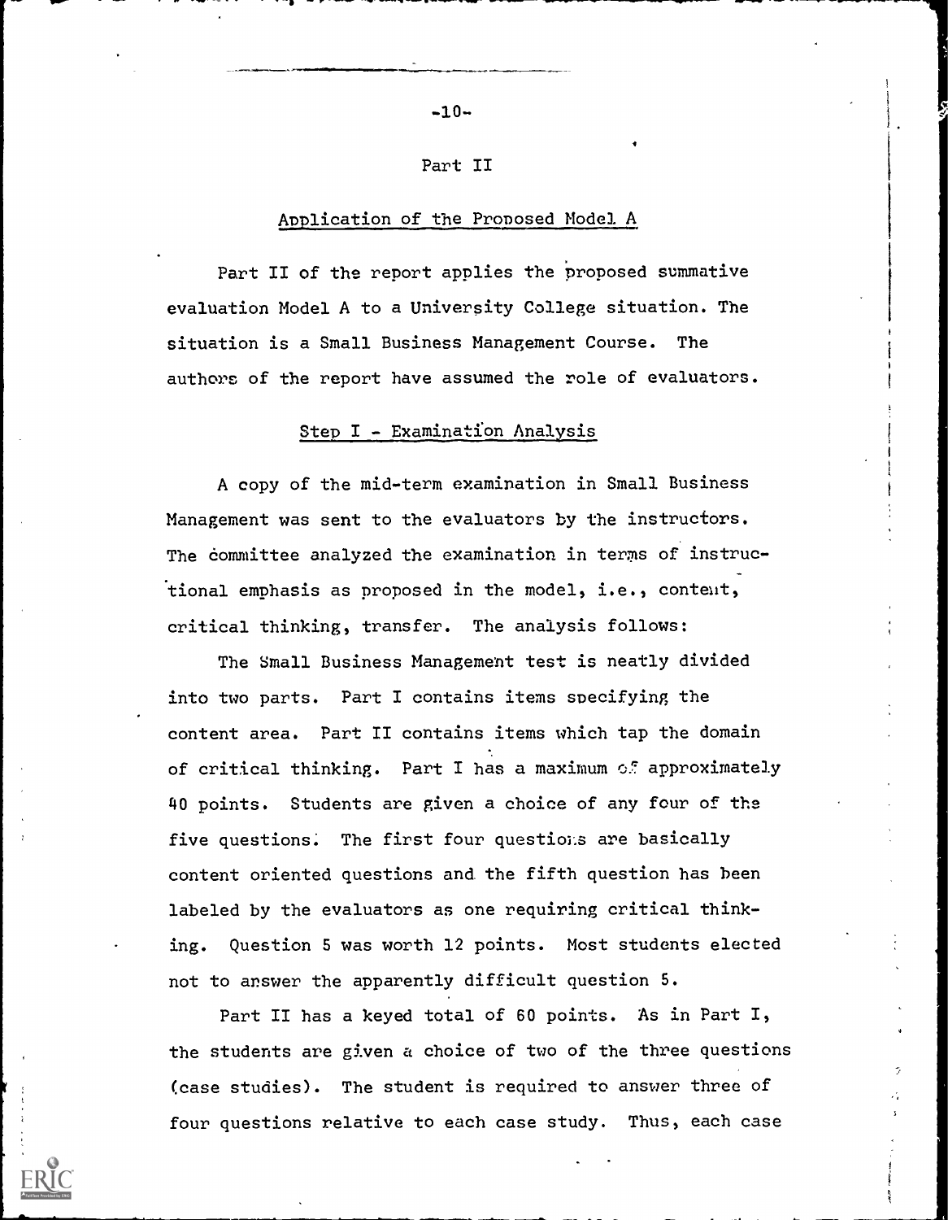## Part II

### Application of the Proposed Model A

Part II of the report applies the proposed summative evaluation Model A to a University College situation. The situation is a Small Business Management Course. The authors of the report have assumed the role of evaluators.

### Step I - Examination Analysis

A copy of the mid-term examination in Small Business Management was sent to the evaluators by the instructors. The committee analyzed the examination in terms of instructional emphasis as proposed in the model, i.e., content, critical thinking, transfer. The analysis follows:

The Small Business Management test is neatly divided into two parts. Part I contains items specifying the content area. Part II contains items which tap the domain of critical thinking. Part I has a maximum of approximately 40 points. Students are given a choice of any four of the five questions. The first four questions are basically content oriented questions and the fifth question has been labeled by the evaluators as one requiring critical thinking. Question 5 was worth 12 points. Most students elected not to answer the apparently difficult question 5.

Part II has a keyed total of 60 points. As in Part I, the students are given a choice of two of the three questions (case studies). The student is required to answer three of four questions relative to each case study. Thus, each case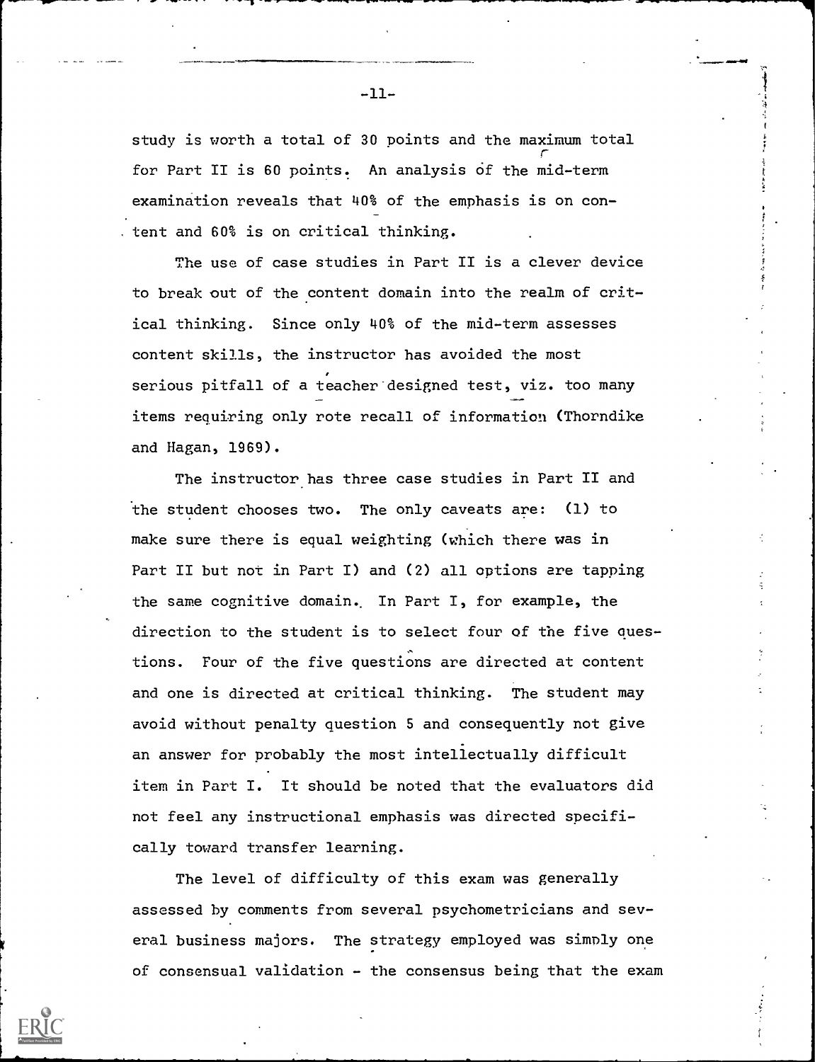study is worth a total of 30 points and the maximum total for Part II is 60 points. An analysis of the mid-term examination reveals that 40% of the emphasis is on content and 60% is on critical thinking.

The use of case studies in Part II is a clever device to break out of the content domain into the realm of critical thinking. Since only 40% of the mid-term assesses content skills, the instructor has avoided the most serious pitfall of a teacher designed test, viz. too many items requiring only rote recall of information (Thorndike and Hagan, 1969).

The instructor has three case studies in Part II and the student chooses two. The only caveats are: (1) to make sure there is equal weighting (which there was in Part II but not in Part I) and (2) all options are tapping the same cognitive domain. In Part I, for example, the direction to the student is to select four of the five questions. Four of the five questions are directed at content and one is directed at critical thinking. The student may avoid without penalty question 5 and consequently not give an answer for probably the most intellectually difficult item in Part I. It should be noted that the evaluators did not feel any instructional emphasis was directed specifically toward transfer learning.

The level of difficulty of this exam was generally assessed by comments from several psychometricians and several business majors. The strategy employed was simply one of consensual validation - the consensus being that the exam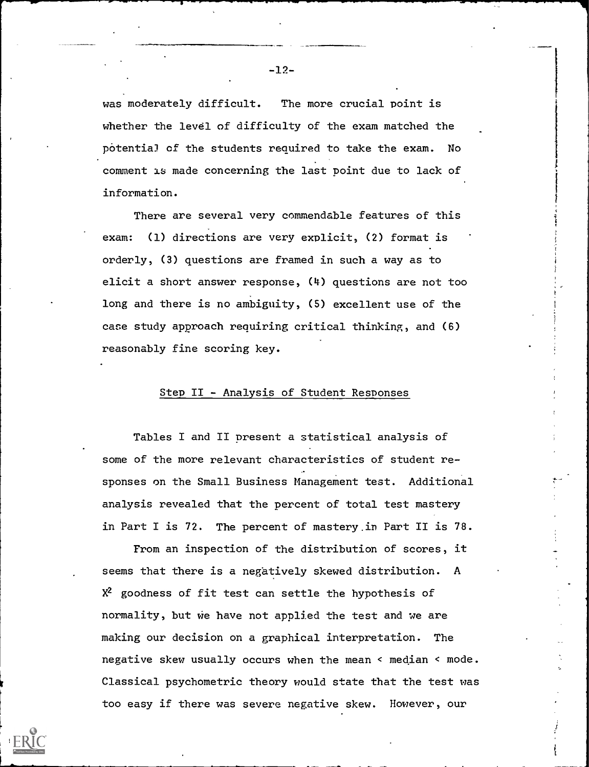was moderately difficult. The more crucial point is whether the level of difficulty of the exam matched the potential of the students required to take the exam. No comment is made concerning the last point due to lack of information.

There are several very commendable features of this exam: (1) directions are very explicit, (2) format is orderly, (3) questions are framed in such a way as to elicit a short answer response, (4) questions are not too long and there is no ambiguity, (5) excellent use of the case study approach requiring critical thinking, and (6) reasonably fine scoring key.

## Step II - Analysis of Student Responses

Tables I and II present a statistical analysis of some of the more relevant characteristics of student responses on the Small Business Management test. Additional analysis revealed that the percent of total test mastery in Part I is 72. The percent of mastery in Part II is 78.

From an inspection of the distribution of scores, it seems that there is a negatively skewed distribution. A $X^2$ goodness of fit test can settle the hypothesis of normality, but we have not applied the test and we are making our decision on a graphical interpretation. The negative skew usually occurs when the mean < median < mode. Classical psychometric theory would state that the test was too easy if there was severe negative skew. However, our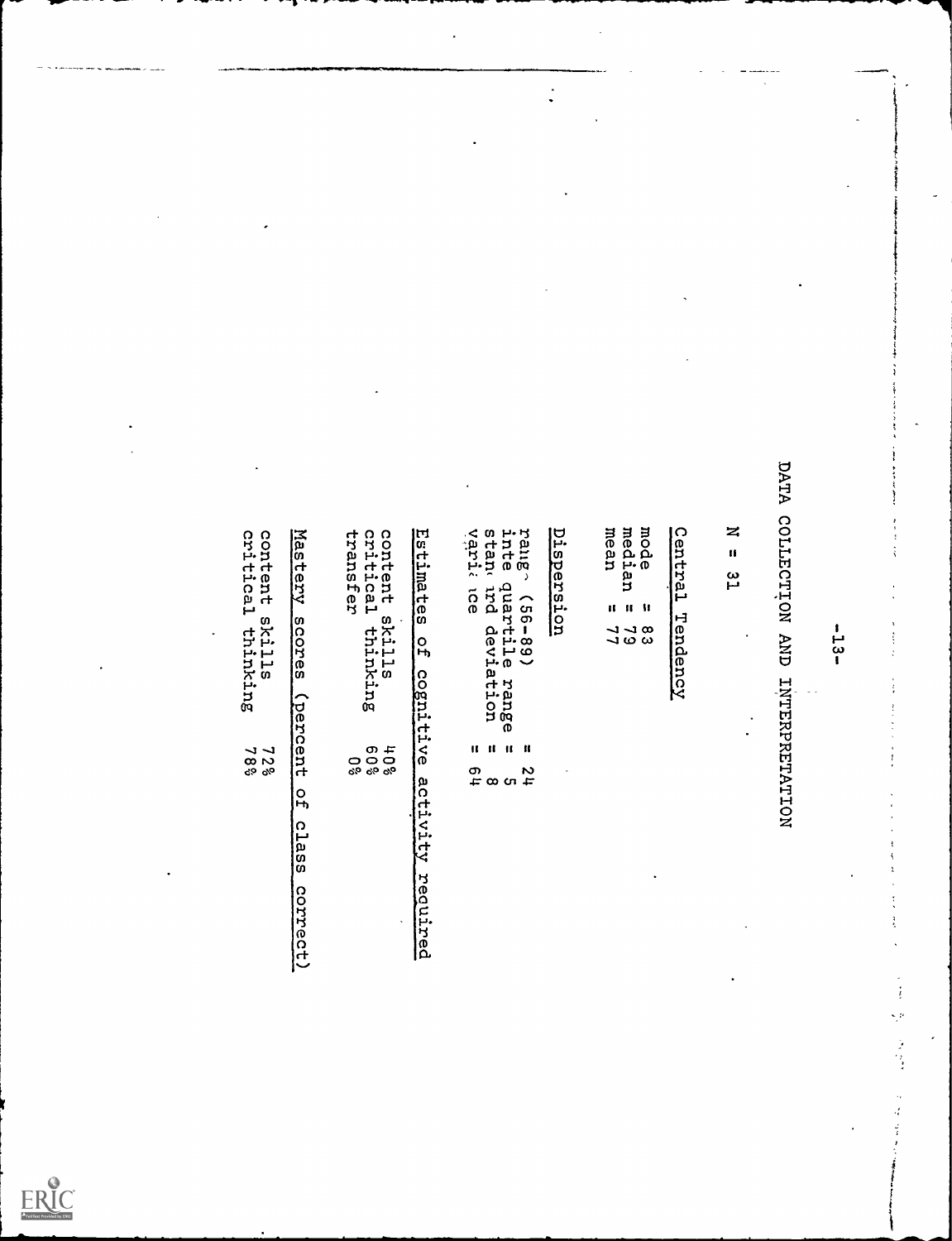# DATA COLLECTION AND INTERPRETATION

N = 31

## Central Tendency

mode = 83
median = 79
mean = 77

## Dispersion

range (56-89) = 24
inter quartile range = 5
standard deviation = 8
variance = 64

## Estimates of cognitive activity required

content skills 40%
critical thinking 60%
transfer 0%

## Mastery scores (percent of class correct)

content skills 72%
critical thinking 78%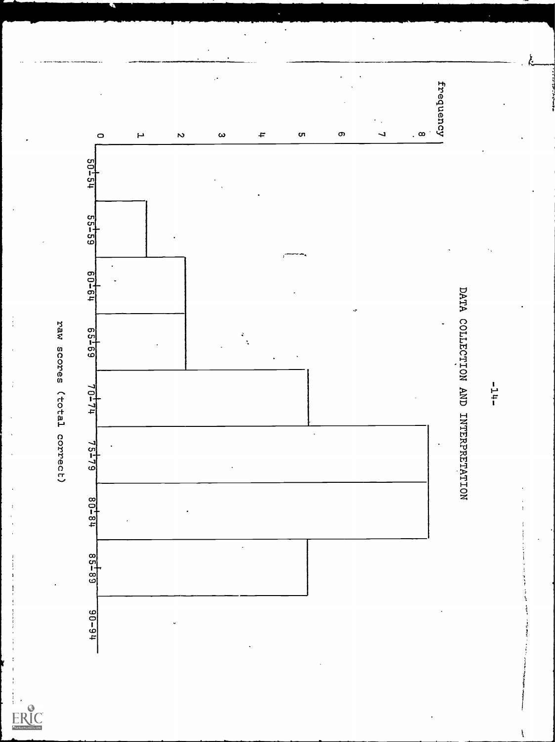## DATA COLLECTION AND INTERPRETATION

| raw scores (total correct) | frequency |
|---|---|
| 50-54 | 0 |
| 55-59 | 1 |
| 60-64 | 2 |
| 65-69 | 2 |
| 70-74 | 5 |
| 75-79 | 8 |
| 80-84 | 8 |
| 85-89 | 5 |
| 90-94 | 0 |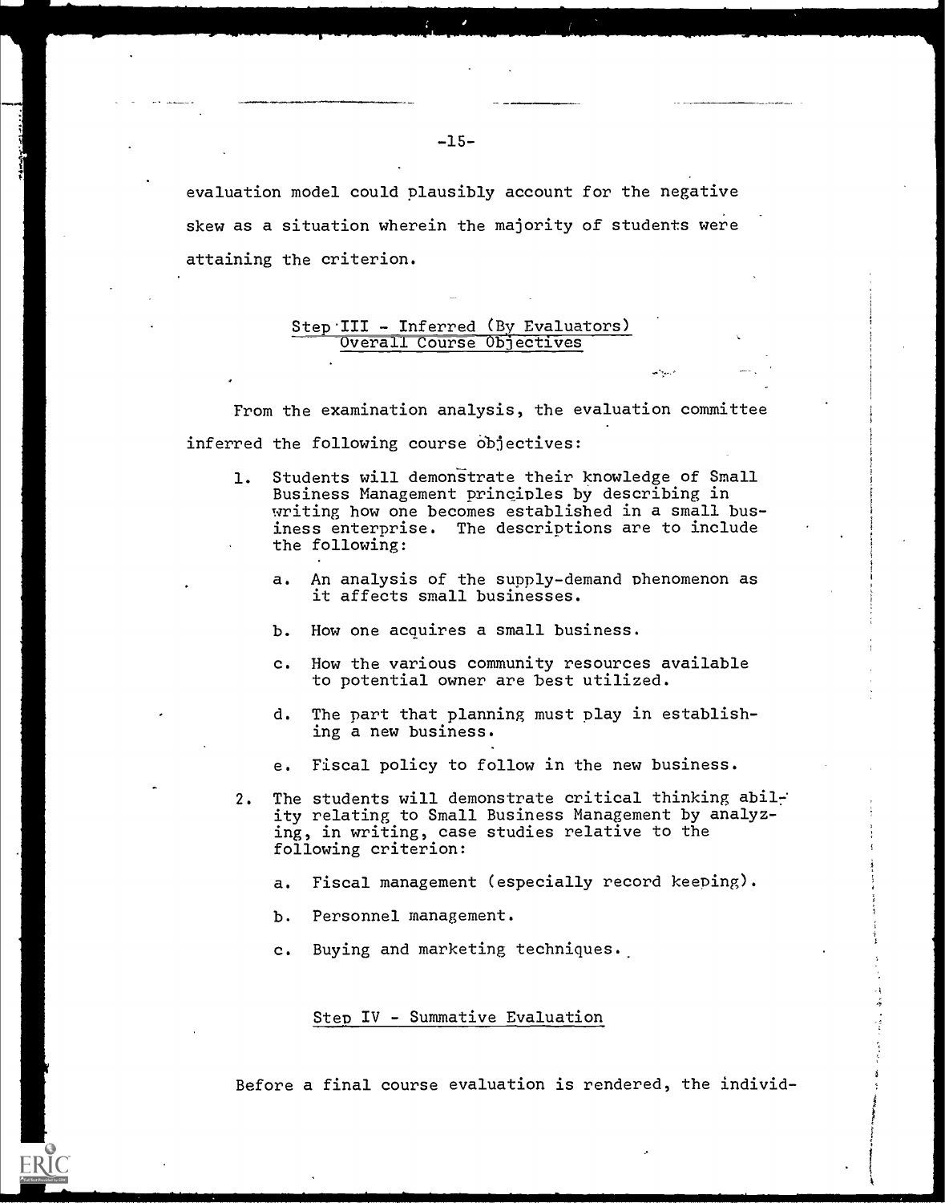evaluation model could plausibly account for the negative skew as a situation wherein the majority of students were attaining the criterion.

### Step III - Inferred (By Evaluators) Overall Course Objectives

From the examination analysis, the evaluation committee inferred the following course objectives:

1. Students will demonstrate their knowledge of Small Business Management principles by describing in writing how one becomes established in a small business enterprise. The descriptions are to include the following:

   a. An analysis of the supply-demand phenomenon as it affects small businesses.

   b. How one acquires a small business.

   c. How the various community resources available to potential owner are best utilized.

   d. The part that planning must play in establishing a new business.

   e. Fiscal policy to follow in the new business.

2. The students will demonstrate critical thinking ability relating to Small Business Management by analyzing, in writing, case studies relative to the following criterion:

   a. Fiscal management (especially record keeping).

   b. Personnel management.

   c. Buying and marketing techniques.

### Step IV - Summative Evaluation

Before a final course evaluation is rendered, the individ-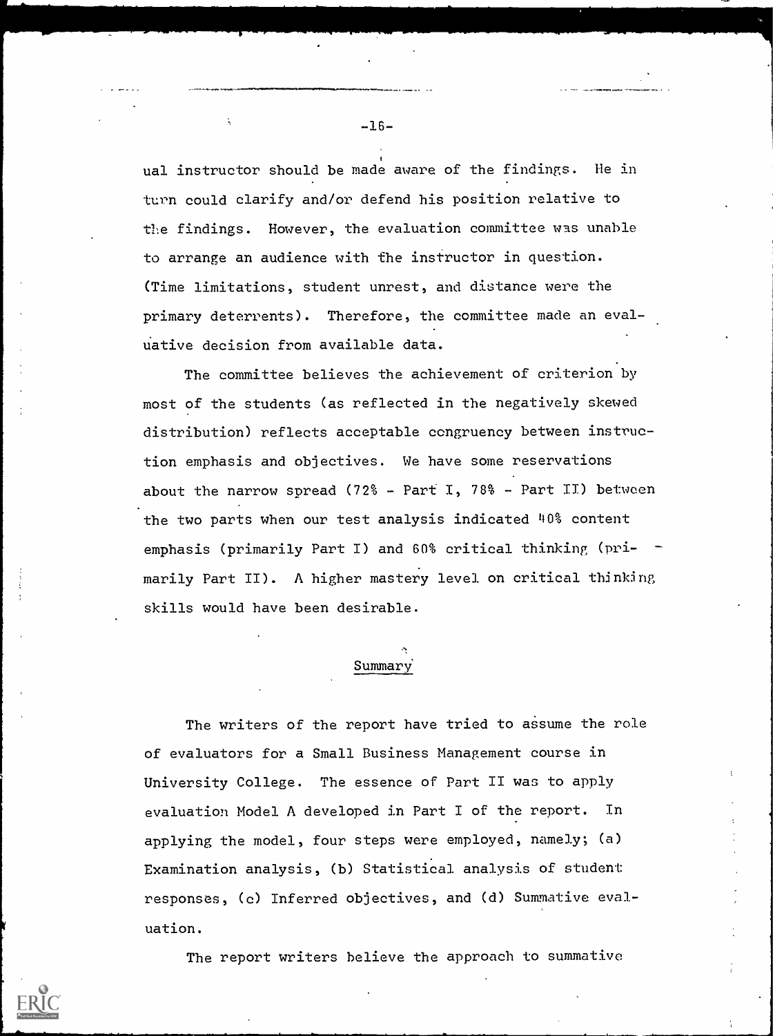ual instructor should be made aware of the findings. He in turn could clarify and/or defend his position relative to the findings. However, the evaluation committee was unable to arrange an audience with the instructor in question. (Time limitations, student unrest, and distance were the primary deterrents). Therefore, the committee made an evaluative decision from available data.

The committee believes the achievement of criterion by most of the students (as reflected in the negatively skewed distribution) reflects acceptable congruency between instruction emphasis and objectives. We have some reservations about the narrow spread (72% - Part I, 78% - Part II) between the two parts when our test analysis indicated 40% content emphasis (primarily Part I) and 60% critical thinking (primarily Part II). A higher mastery level on critical thinking skills would have been desirable.

## Summary

The writers of the report have tried to assume the role of evaluators for a Small Business Management course in University College. The essence of Part II was to apply evaluation Model A developed in Part I of the report. In applying the model, four steps were employed, namely; (a) Examination analysis, (b) Statistical analysis of student responses, (c) Inferred objectives, and (d) Summative evaluation.

The report writers believe the approach to summative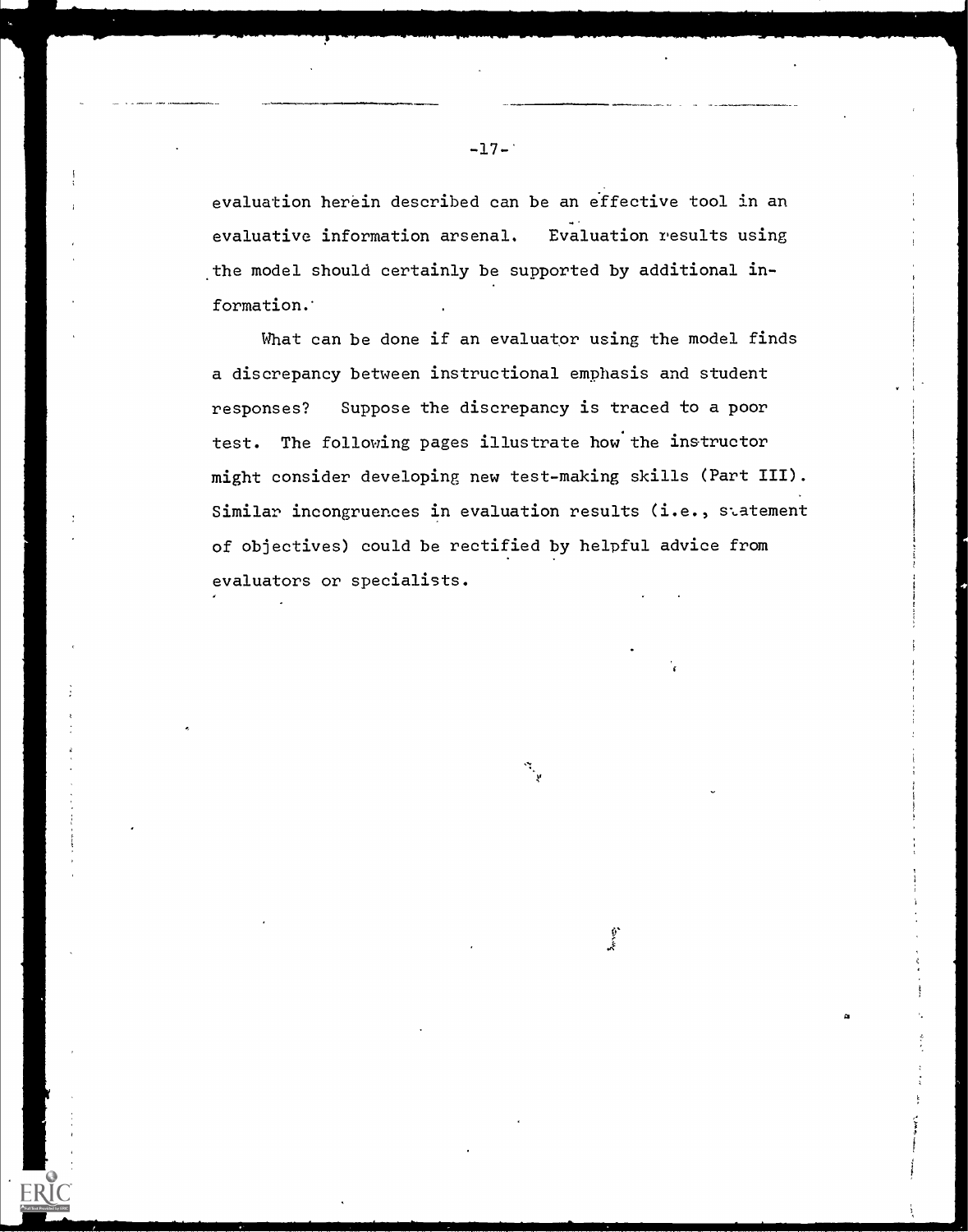evaluation herein described can be an effective tool in an evaluative information arsenal. Evaluation results using the model should certainly be supported by additional information.

What can be done if an evaluator using the model finds a discrepancy between instructional emphasis and student responses? Suppose the discrepancy is traced to a poor test. The following pages illustrate how the instructor might consider developing new test-making skills (Part III). Similar incongruences in evaluation results (i.e., statement of objectives) could be rectified by helpful advice from evaluators or specialists.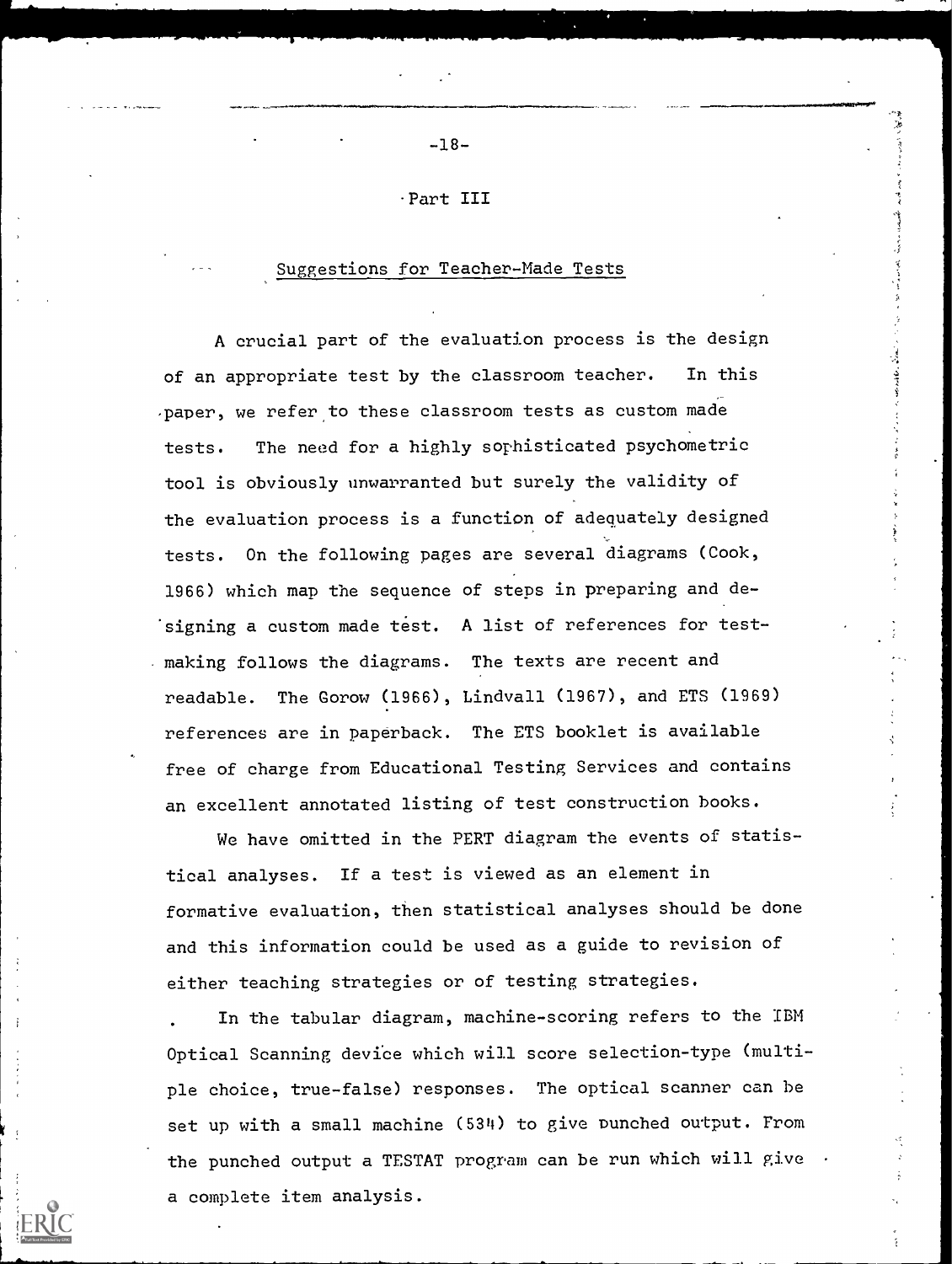## Part III

### Suggestions for Teacher-Made Tests

A crucial part of the evaluation process is the design of an appropriate test by the classroom teacher. In this paper, we refer to these classroom tests as custom made tests. The need for a highly sophisticated psychometric tool is obviously unwarranted but surely the validity of the evaluation process is a function of adequately designed tests. On the following pages are several diagrams (Cook, 1966) which map the sequence of steps in preparing and designing a custom made test. A list of references for test-making follows the diagrams. The texts are recent and readable. The Gorow (1966), Lindvall (1967), and ETS (1969) references are in paperback. The ETS booklet is available free of charge from Educational Testing Services and contains an excellent annotated listing of test construction books.

We have omitted in the PERT diagram the events of statistical analyses. If a test is viewed as an element in formative evaluation, then statistical analyses should be done and this information could be used as a guide to revision of either teaching strategies or of testing strategies.

In the tabular diagram, machine-scoring refers to the IBM Optical Scanning device which will score selection-type (multiple choice, true-false) responses. The optical scanner can be set up with a small machine (534) to give punched output. From the punched output a TESTAT program can be run which will give a complete item analysis.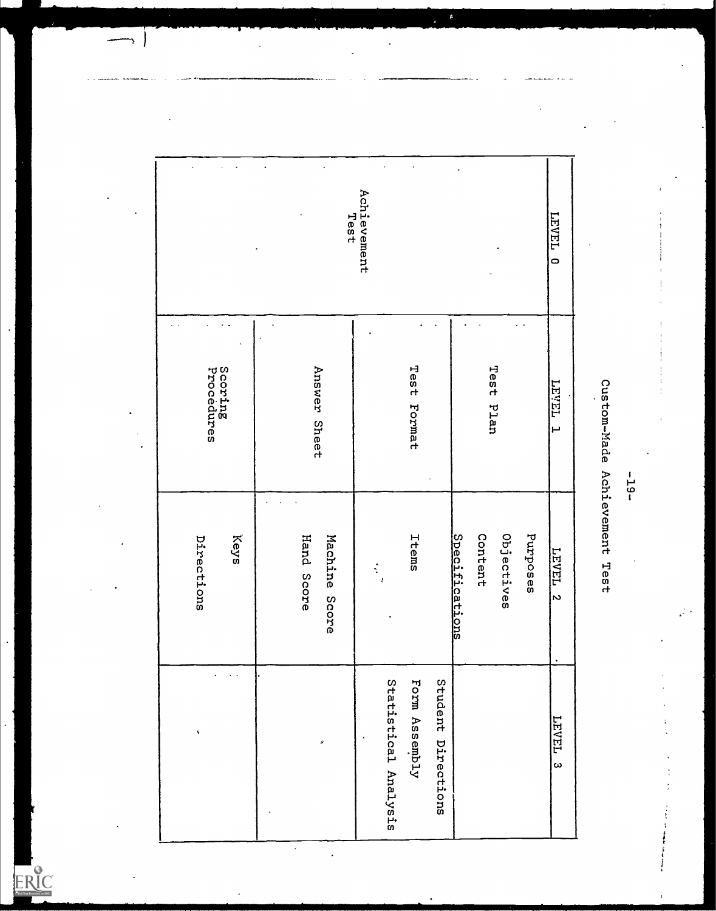# Custom-Made Achievement Test

| LEVEL 0 | LEVEL 1 | LEVEL 2 | LEVEL 3 |
|---|---|---|---|
| Achievement Test | Test Plan | Purposes<br>Objectives<br>Content<br>Specifications | |
| | Test Format | Items | Student Directions<br>Form Assembly<br>Statistical Analysis |
| | Answer Sheet | Machine Score<br>Hand Score | |
| | Scoring Procedures | Keys<br>Directions | |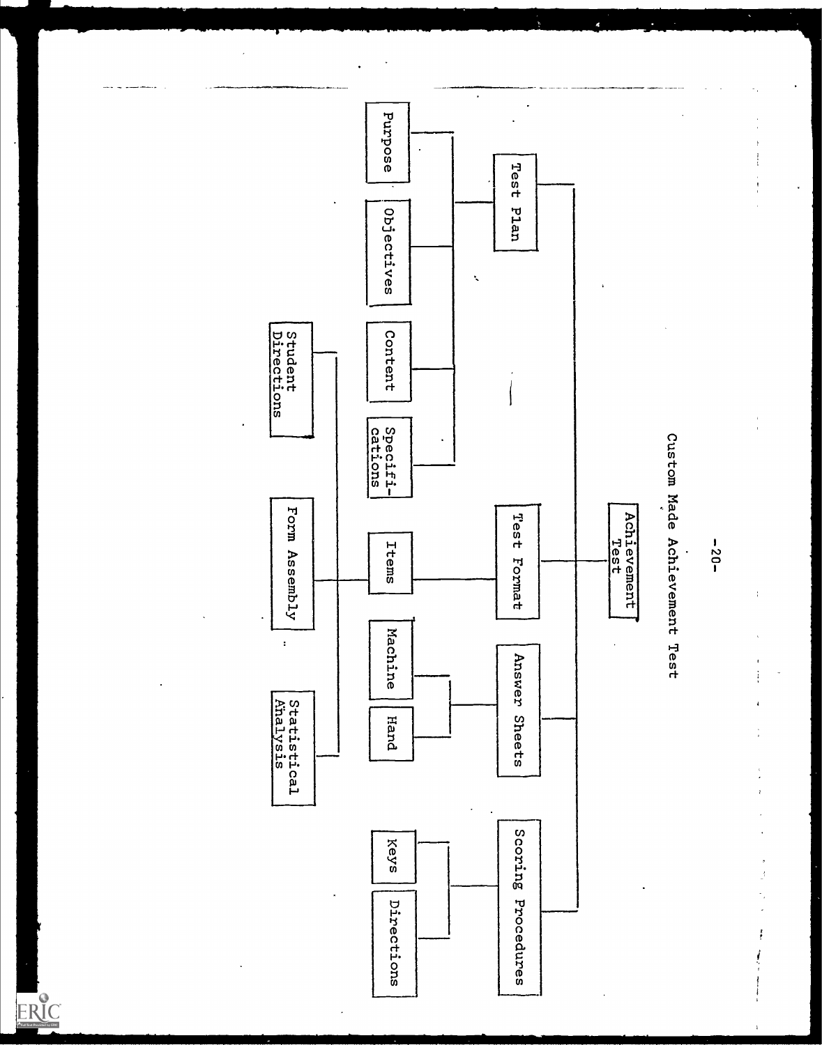# Custom Made Achievement Test

- **Achievement Test**
  - **Test Plan**
    - Purpose
    - Objectives
    - Content
    - Specifications
  - **Test Format**
    - Items
      - Student Directions
      - Form Assembly
      - Statistical Analysis
  - **Answer Sheets**
    - Machine
    - Hand
  - **Scoring Procedures**
    - Keys
    - Directions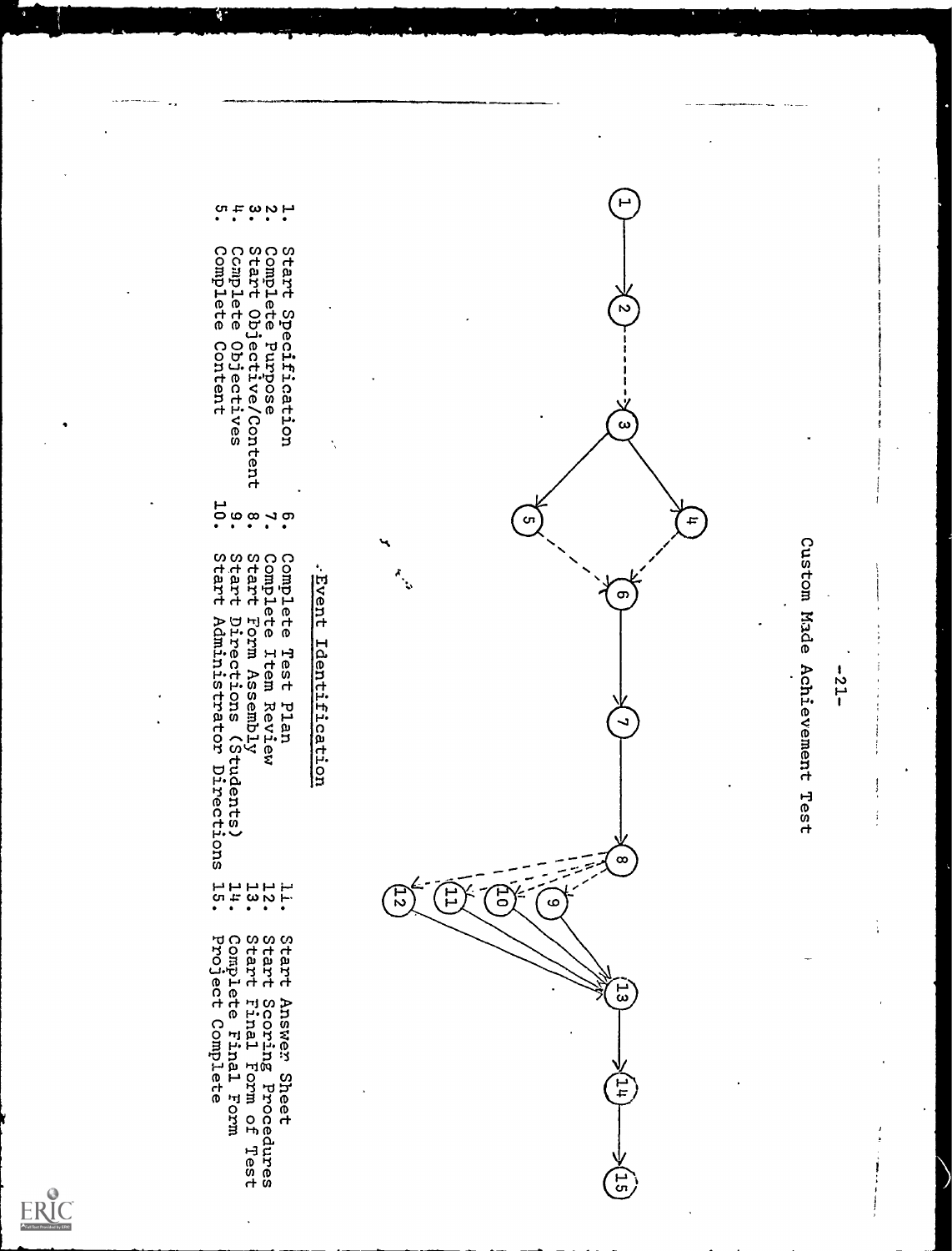## Custom Made Achievement Test

### Event Identification

1. Start Specification
2. Complete Purpose
3. Start Objective/Content
4. Complete Objectives
5. Complete Content
6. Complete Test Plan
7. Complete Item Review
8. Start Form Assembly
9. Start Directions (Students)
10. Start Administrator Directions
11. Start Answer Sheet
12. Start Scoring Procedures
13. Start Final Form of Test
14. Complete Final Form
15. Project Complete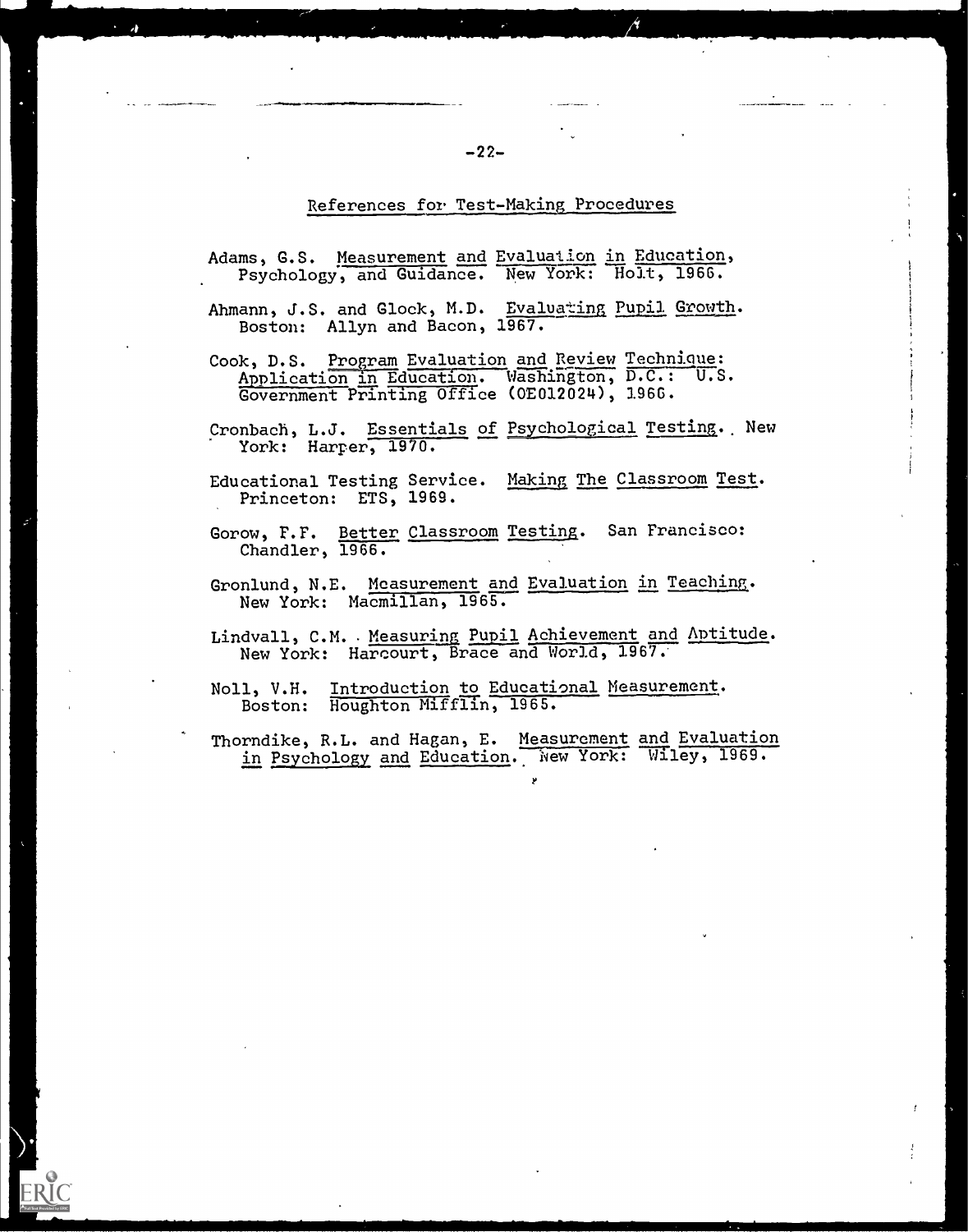## References for Test-Making Procedures

Adams, G.S. Measurement and Evaluation in Education, Psychology, and Guidance. New York: Holt, 1966.

Ahmann, J.S. and Glock, M.D. Evaluating Pupil Growth. Boston: Allyn and Bacon, 1967.

Cook, D.S. Program Evaluation and Review Technique: Application in Education. Washington, D.C.: U.S. Government Printing Office (OE012024), 1966.

Cronbach, L.J. Essentials of Psychological Testing. New York: Harper, 1970.

Educational Testing Service. Making The Classroom Test. Princeton: ETS, 1969.

Gorow, F.F. Better Classroom Testing. San Francisco: Chandler, 1966.

Gronlund, N.E. Measurement and Evaluation in Teaching. New York: Macmillan, 1965.

Lindvall, C.M. Measuring Pupil Achievement and Aptitude. New York: Harcourt, Brace and World, 1967.

Noll, V.H. Introduction to Educational Measurement. Boston: Houghton Mifflin, 1965.

Thorndike, R.L. and Hagan, E. Measurement and Evaluation in Psychology and Education. New York: Wiley, 1969.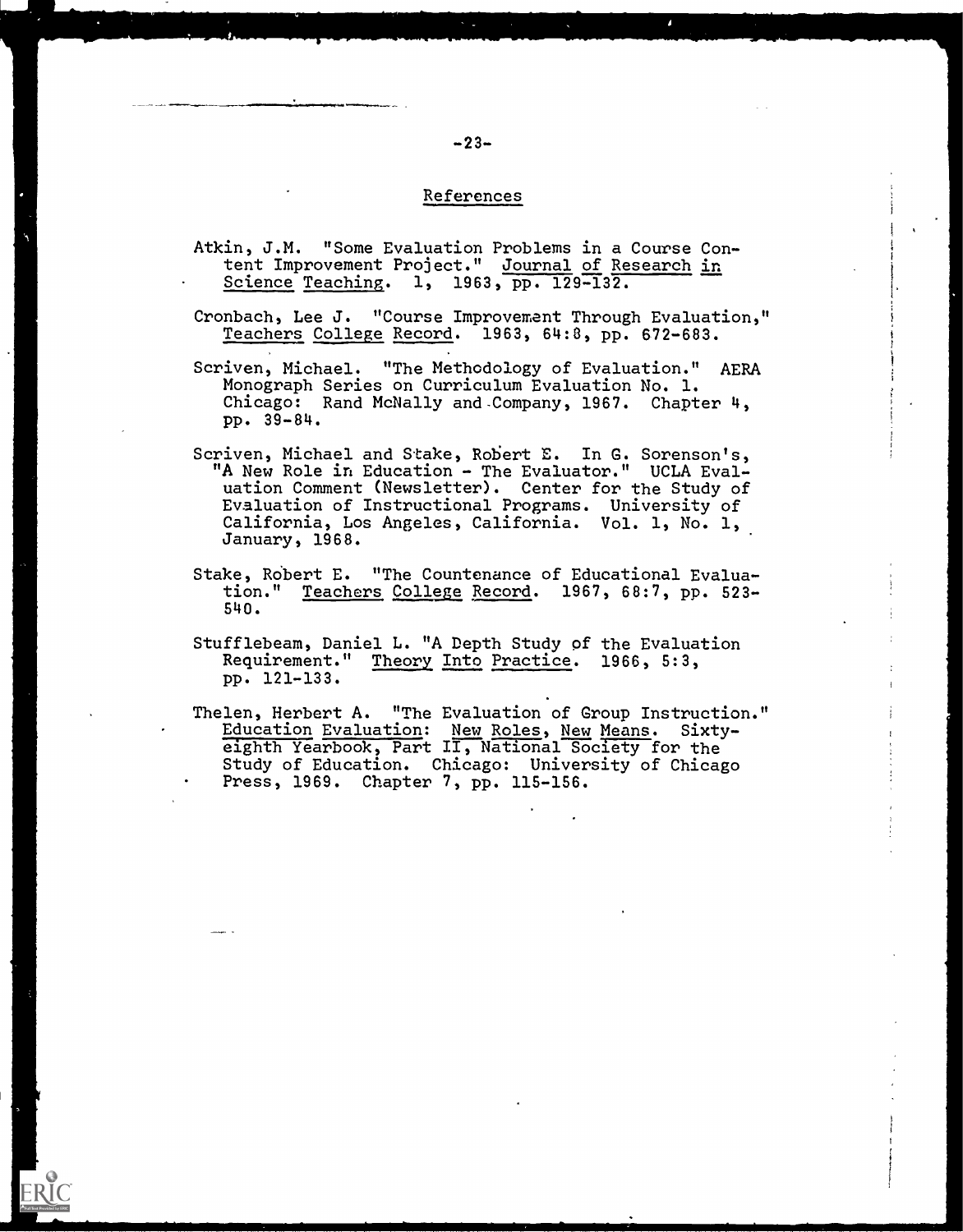## References

Atkin, J.M. "Some Evaluation Problems in a Course Content Improvement Project." Journal of Research in Science Teaching. 1, 1963, pp. 129-132.

Cronbach, Lee J. "Course Improvement Through Evaluation," Teachers College Record. 1963, 64:8, pp. 672-683.

Scriven, Michael. "The Methodology of Evaluation." AERA Monograph Series on Curriculum Evaluation No. 1. Chicago: Rand McNally and Company, 1967. Chapter 4, pp. 39-84.

Scriven, Michael and Stake, Robert E. In G. Sorenson's, "A New Role in Education - The Evaluator." UCLA Evaluation Comment (Newsletter). Center for the Study of Evaluation of Instructional Programs. University of California, Los Angeles, California. Vol. 1, No. 1, January, 1968.

Stake, Robert E. "The Countenance of Educational Evaluation." Teachers College Record. 1967, 68:7, pp. 523-540.

Stufflebeam, Daniel L. "A Depth Study of the Evaluation Requirement." Theory Into Practice. 1966, 5:3, pp. 121-133.

Thelen, Herbert A. "The Evaluation of Group Instruction." Education Evaluation: New Roles, New Means. Sixty-eighth Yearbook, Part II, National Society for the Study of Education. Chicago: University of Chicago Press, 1969. Chapter 7, pp. 115-156.